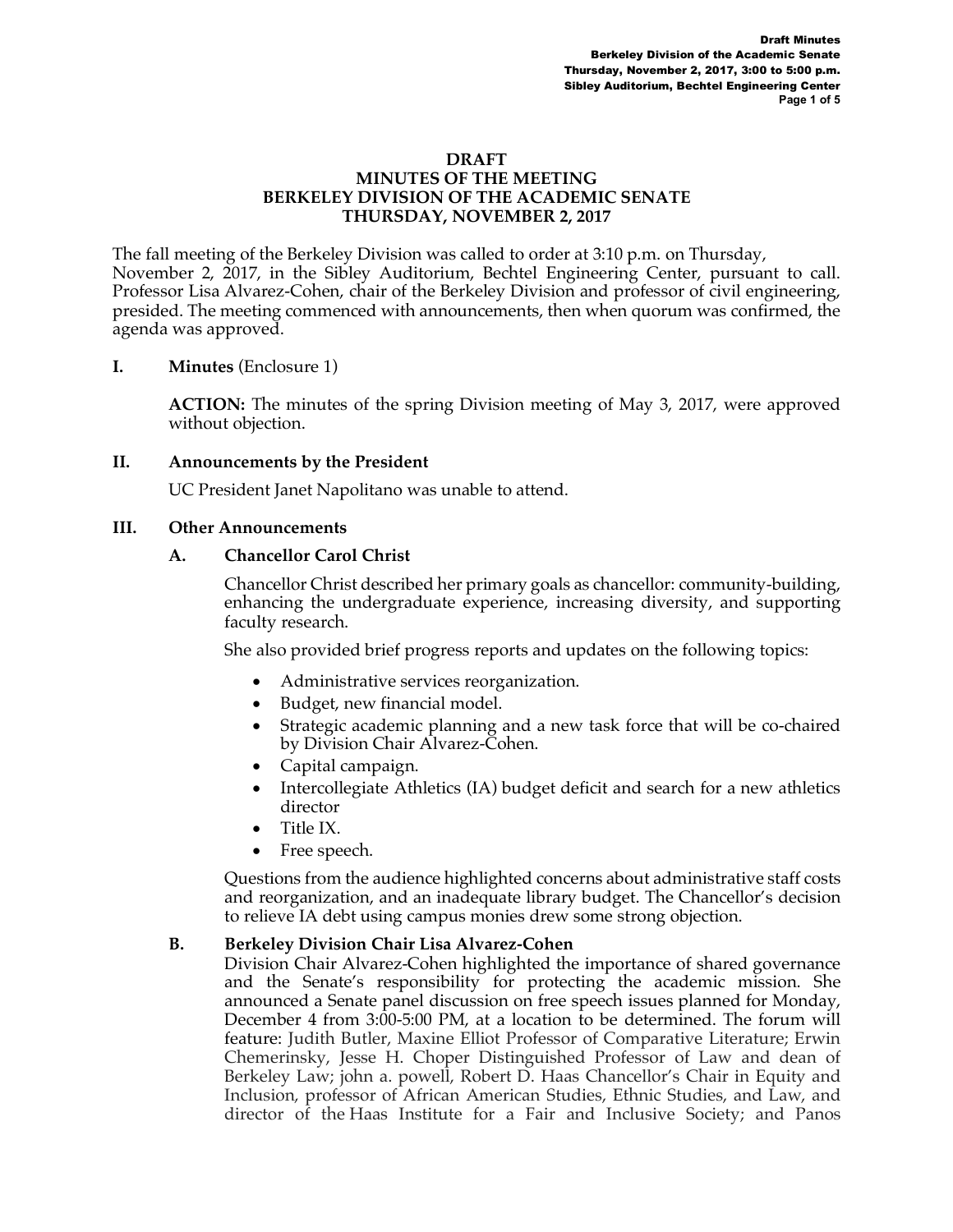**DRAFT**
**MINUTES OF THE MEETING**
**BERKELEY DIVISION OF THE ACADEMIC SENATE**
**THURSDAY, NOVEMBER 2, 2017**

The fall meeting of the Berkeley Division was called to order at 3:10 p.m. on Thursday, November 2, 2017, in the Sibley Auditorium, Bechtel Engineering Center, pursuant to call. Professor Lisa Alvarez-Cohen, chair of the Berkeley Division and professor of civil engineering, presided. The meeting commenced with announcements, then when quorum was confirmed, the agenda was approved.

## I. Minutes (Enclosure 1)

**ACTION:** The minutes of the spring Division meeting of May 3, 2017, were approved without objection.

## II. Announcements by the President

UC President Janet Napolitano was unable to attend.

## III. Other Announcements

### A. Chancellor Carol Christ

Chancellor Christ described her primary goals as chancellor: community-building, enhancing the undergraduate experience, increasing diversity, and supporting faculty research.

She also provided brief progress reports and updates on the following topics:

- Administrative services reorganization.
- Budget, new financial model.
- Strategic academic planning and a new task force that will be co-chaired by Division Chair Alvarez-Cohen.
- Capital campaign.
- Intercollegiate Athletics (IA) budget deficit and search for a new athletics director
- Title IX.
- Free speech.

Questions from the audience highlighted concerns about administrative staff costs and reorganization, and an inadequate library budget. The Chancellor's decision to relieve IA debt using campus monies drew some strong objection.

### B. Berkeley Division Chair Lisa Alvarez-Cohen

Division Chair Alvarez-Cohen highlighted the importance of shared governance and the Senate's responsibility for protecting the academic mission. She announced a Senate panel discussion on free speech issues planned for Monday, December 4 from 3:00-5:00 PM, at a location to be determined. The forum will feature: Judith Butler, Maxine Elliot Professor of Comparative Literature; Erwin Chemerinsky, Jesse H. Choper Distinguished Professor of Law and dean of Berkeley Law; john a. powell, Robert D. Haas Chancellor's Chair in Equity and Inclusion, professor of African American Studies, Ethnic Studies, and Law, and director of the Haas Institute for a Fair and Inclusive Society; and Panos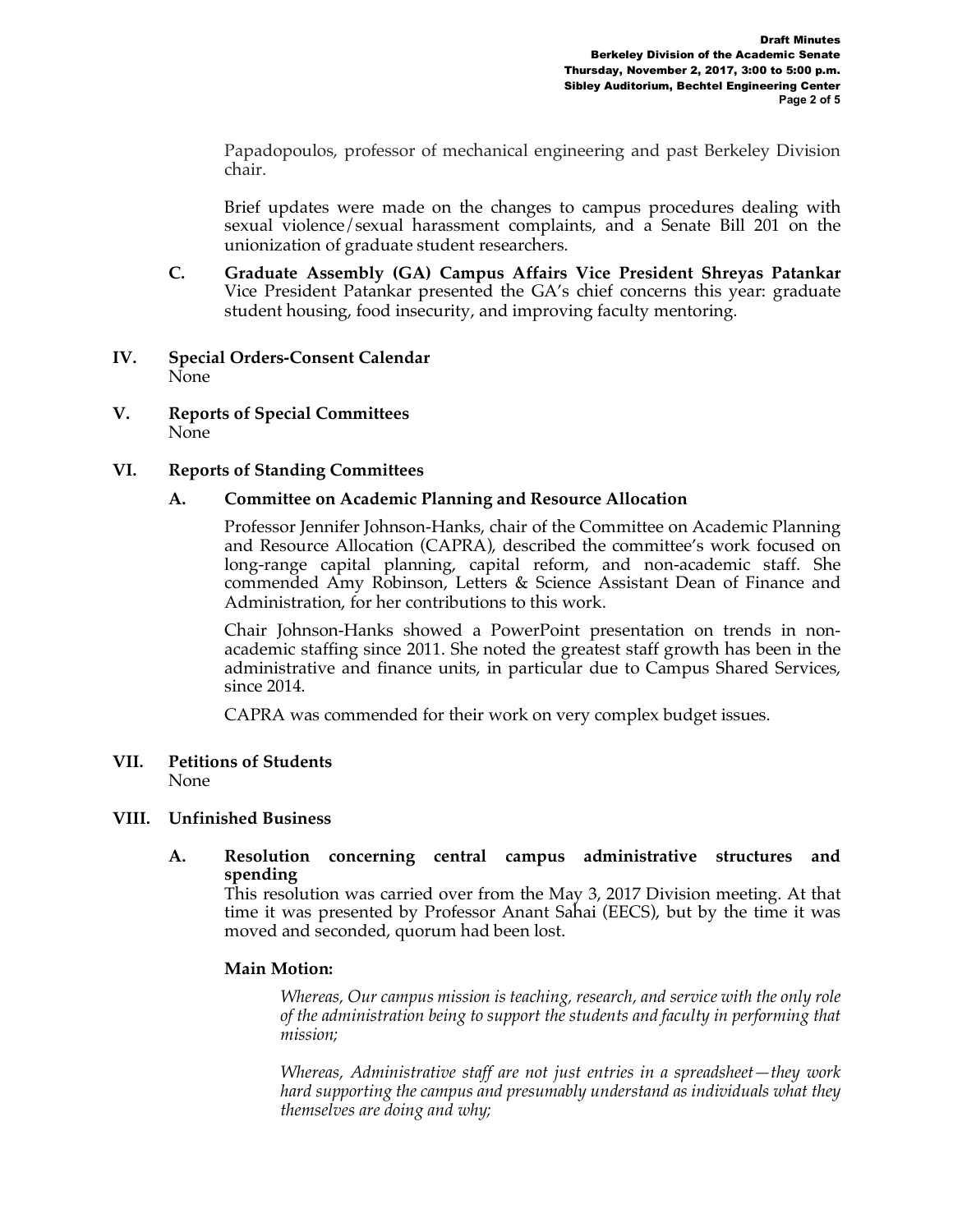Papadopoulos, professor of mechanical engineering and past Berkeley Division chair.

Brief updates were made on the changes to campus procedures dealing with sexual violence/sexual harassment complaints, and a Senate Bill 201 on the unionization of graduate student researchers.

**C. Graduate Assembly (GA) Campus Affairs Vice President Shreyas Patankar**
Vice President Patankar presented the GA's chief concerns this year: graduate student housing, food insecurity, and improving faculty mentoring.

## IV. Special Orders-Consent Calendar

None

## V. Reports of Special Committees

None

## VI. Reports of Standing Committees

### A. Committee on Academic Planning and Resource Allocation

Professor Jennifer Johnson-Hanks, chair of the Committee on Academic Planning and Resource Allocation (CAPRA), described the committee's work focused on long-range capital planning, capital reform, and non-academic staff. She commended Amy Robinson, Letters & Science Assistant Dean of Finance and Administration, for her contributions to this work.

Chair Johnson-Hanks showed a PowerPoint presentation on trends in non-academic staffing since 2011. She noted the greatest staff growth has been in the administrative and finance units, in particular due to Campus Shared Services, since 2014.

CAPRA was commended for their work on very complex budget issues.

## VII. Petitions of Students

None

## VIII. Unfinished Business

### A. Resolution concerning central campus administrative structures and spending

This resolution was carried over from the May 3, 2017 Division meeting. At that time it was presented by Professor Anant Sahai (EECS), but by the time it was moved and seconded, quorum had been lost.

**Main Motion:**

*Whereas, Our campus mission is teaching, research, and service with the only role of the administration being to support the students and faculty in performing that mission;*

*Whereas, Administrative staff are not just entries in a spreadsheet—they work hard supporting the campus and presumably understand as individuals what they themselves are doing and why;*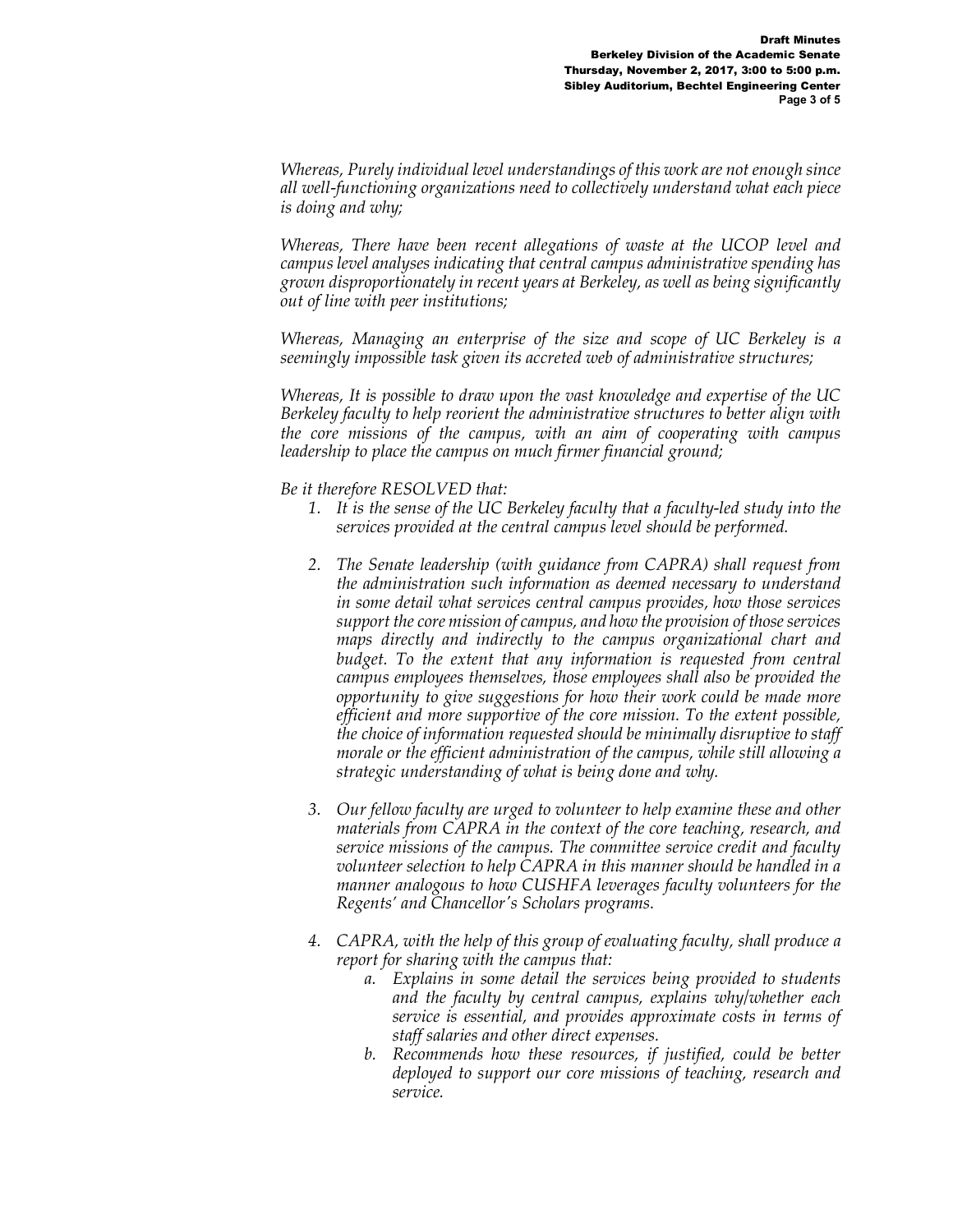*Whereas, Purely individual level understandings of this work are not enough since all well-functioning organizations need to collectively understand what each piece is doing and why;*

*Whereas, There have been recent allegations of waste at the UCOP level and campus level analyses indicating that central campus administrative spending has grown disproportionately in recent years at Berkeley, as well as being significantly out of line with peer institutions;*

*Whereas, Managing an enterprise of the size and scope of UC Berkeley is a seemingly impossible task given its accreted web of administrative structures;*

*Whereas, It is possible to draw upon the vast knowledge and expertise of the UC Berkeley faculty to help reorient the administrative structures to better align with the core missions of the campus, with an aim of cooperating with campus leadership to place the campus on much firmer financial ground;*

*Be it therefore RESOLVED that:*

1. *It is the sense of the UC Berkeley faculty that a faculty-led study into the services provided at the central campus level should be performed.*

2. *The Senate leadership (with guidance from CAPRA) shall request from the administration such information as deemed necessary to understand in some detail what services central campus provides, how those services support the core mission of campus, and how the provision of those services maps directly and indirectly to the campus organizational chart and budget. To the extent that any information is requested from central campus employees themselves, those employees shall also be provided the opportunity to give suggestions for how their work could be made more efficient and more supportive of the core mission. To the extent possible, the choice of information requested should be minimally disruptive to staff morale or the efficient administration of the campus, while still allowing a strategic understanding of what is being done and why.*

3. *Our fellow faculty are urged to volunteer to help examine these and other materials from CAPRA in the context of the core teaching, research, and service missions of the campus. The committee service credit and faculty volunteer selection to help CAPRA in this manner should be handled in a manner analogous to how CUSHFA leverages faculty volunteers for the Regents' and Chancellor's Scholars programs.*

4. *CAPRA, with the help of this group of evaluating faculty, shall produce a report for sharing with the campus that:*
   a. *Explains in some detail the services being provided to students and the faculty by central campus, explains why/whether each service is essential, and provides approximate costs in terms of staff salaries and other direct expenses.*
   b. *Recommends how these resources, if justified, could be better deployed to support our core missions of teaching, research and service.*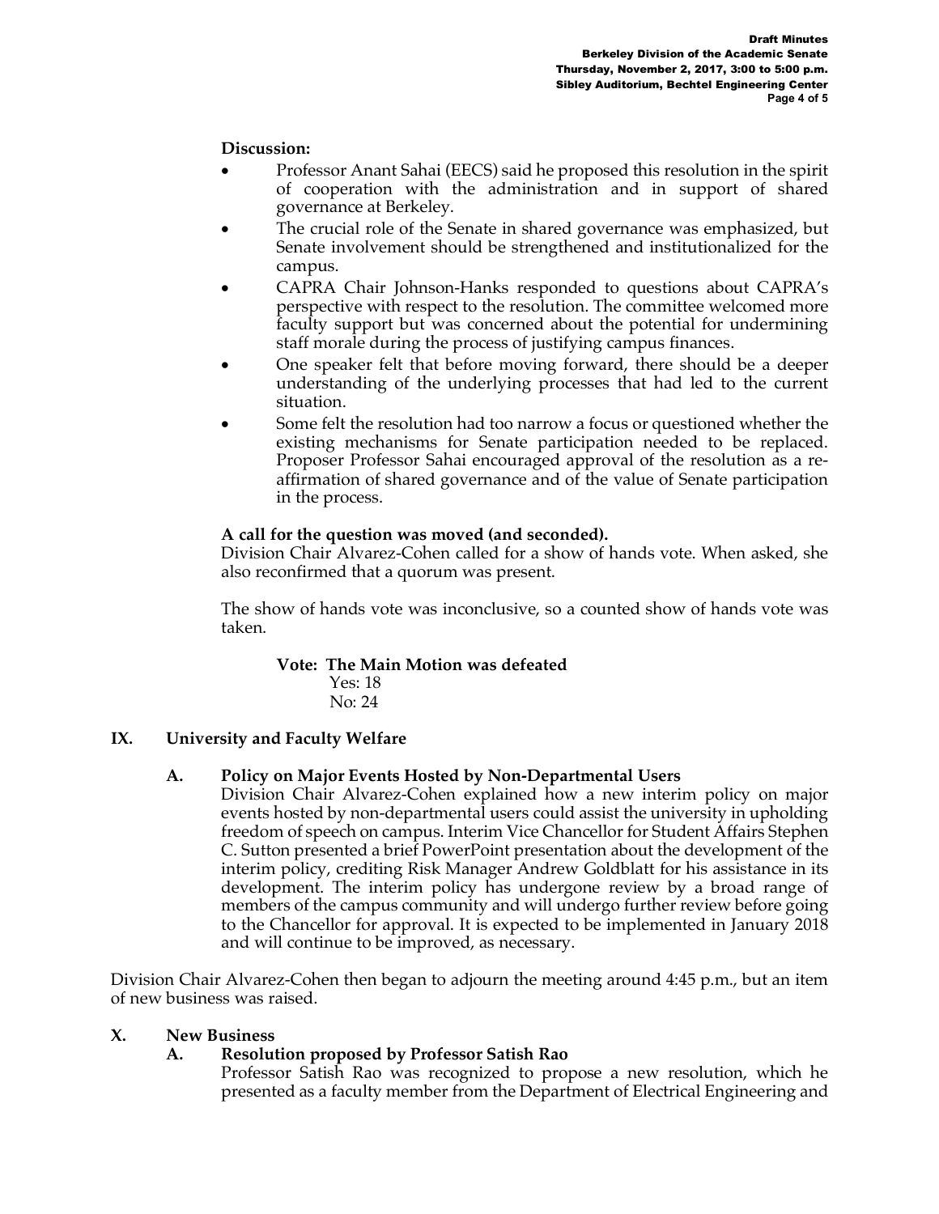**Discussion:**

- Professor Anant Sahai (EECS) said he proposed this resolution in the spirit of cooperation with the administration and in support of shared governance at Berkeley.
- The crucial role of the Senate in shared governance was emphasized, but Senate involvement should be strengthened and institutionalized for the campus.
- CAPRA Chair Johnson-Hanks responded to questions about CAPRA's perspective with respect to the resolution. The committee welcomed more faculty support but was concerned about the potential for undermining staff morale during the process of justifying campus finances.
- One speaker felt that before moving forward, there should be a deeper understanding of the underlying processes that had led to the current situation.
- Some felt the resolution had too narrow a focus or questioned whether the existing mechanisms for Senate participation needed to be replaced. Proposer Professor Sahai encouraged approval of the resolution as a re-affirmation of shared governance and of the value of Senate participation in the process.

**A call for the question was moved (and seconded).**
Division Chair Alvarez-Cohen called for a show of hands vote. When asked, she also reconfirmed that a quorum was present.

The show of hands vote was inconclusive, so a counted show of hands vote was taken.

**Vote: The Main Motion was defeated**
Yes: 18
No: 24

## IX. University and Faculty Welfare

### A. Policy on Major Events Hosted by Non-Departmental Users

Division Chair Alvarez-Cohen explained how a new interim policy on major events hosted by non-departmental users could assist the university in upholding freedom of speech on campus. Interim Vice Chancellor for Student Affairs Stephen C. Sutton presented a brief PowerPoint presentation about the development of the interim policy, crediting Risk Manager Andrew Goldblatt for his assistance in its development. The interim policy has undergone review by a broad range of members of the campus community and will undergo further review before going to the Chancellor for approval. It is expected to be implemented in January 2018 and will continue to be improved, as necessary.

Division Chair Alvarez-Cohen then began to adjourn the meeting around 4:45 p.m., but an item of new business was raised.

## X. New Business

### A. Resolution proposed by Professor Satish Rao

Professor Satish Rao was recognized to propose a new resolution, which he presented as a faculty member from the Department of Electrical Engineering and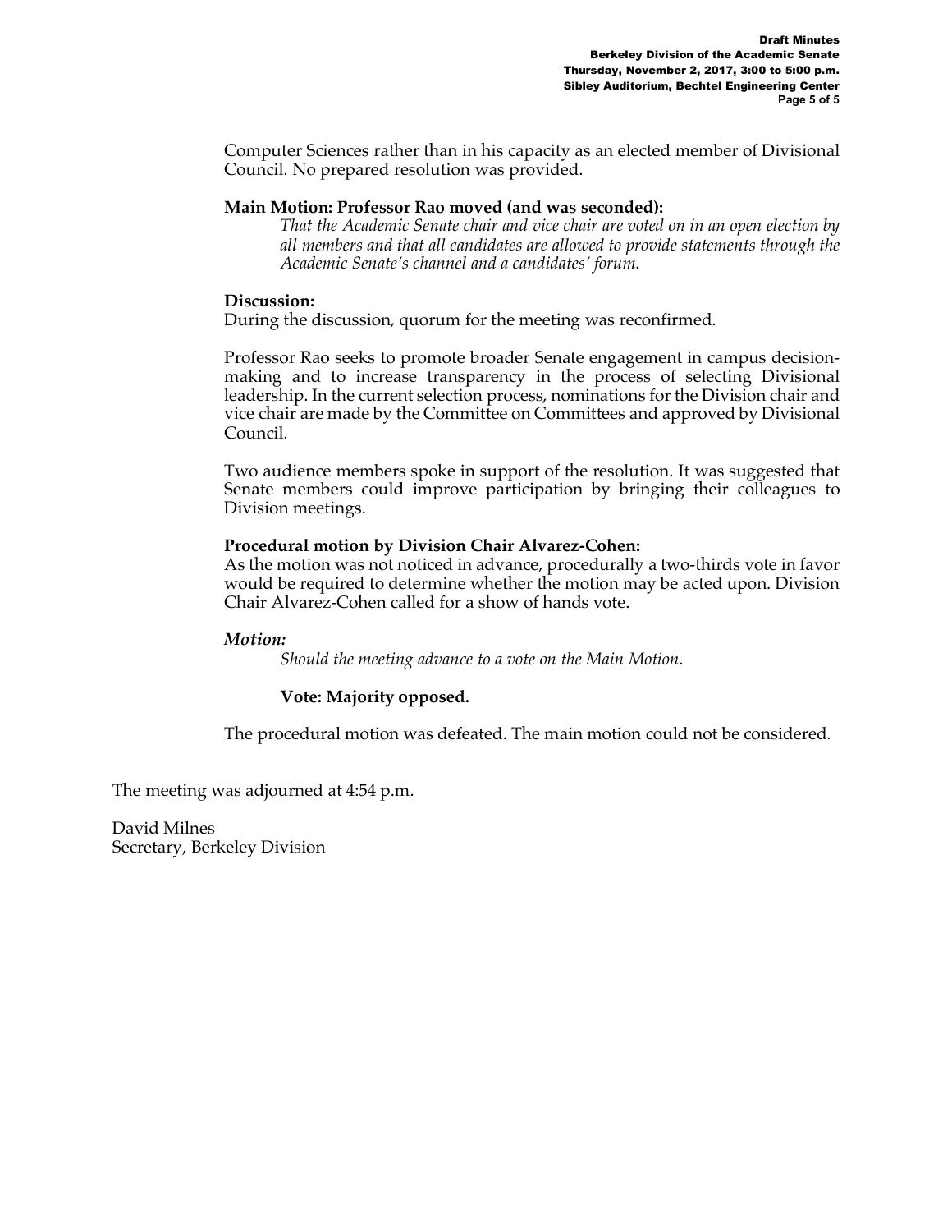Computer Sciences rather than in his capacity as an elected member of Divisional Council. No prepared resolution was provided.

**Main Motion: Professor Rao moved (and was seconded):**

*That the Academic Senate chair and vice chair are voted on in an open election by all members and that all candidates are allowed to provide statements through the Academic Senate's channel and a candidates' forum.*

**Discussion:**

During the discussion, quorum for the meeting was reconfirmed.

Professor Rao seeks to promote broader Senate engagement in campus decision-making and to increase transparency in the process of selecting Divisional leadership. In the current selection process, nominations for the Division chair and vice chair are made by the Committee on Committees and approved by Divisional Council.

Two audience members spoke in support of the resolution. It was suggested that Senate members could improve participation by bringing their colleagues to Division meetings.

**Procedural motion by Division Chair Alvarez-Cohen:**

As the motion was not noticed in advance, procedurally a two-thirds vote in favor would be required to determine whether the motion may be acted upon. Division Chair Alvarez-Cohen called for a show of hands vote.

***Motion:***

*Should the meeting advance to a vote on the Main Motion.*

**Vote: Majority opposed.**

The procedural motion was defeated. The main motion could not be considered.

The meeting was adjourned at 4:54 p.m.

David Milnes
Secretary, Berkeley Division